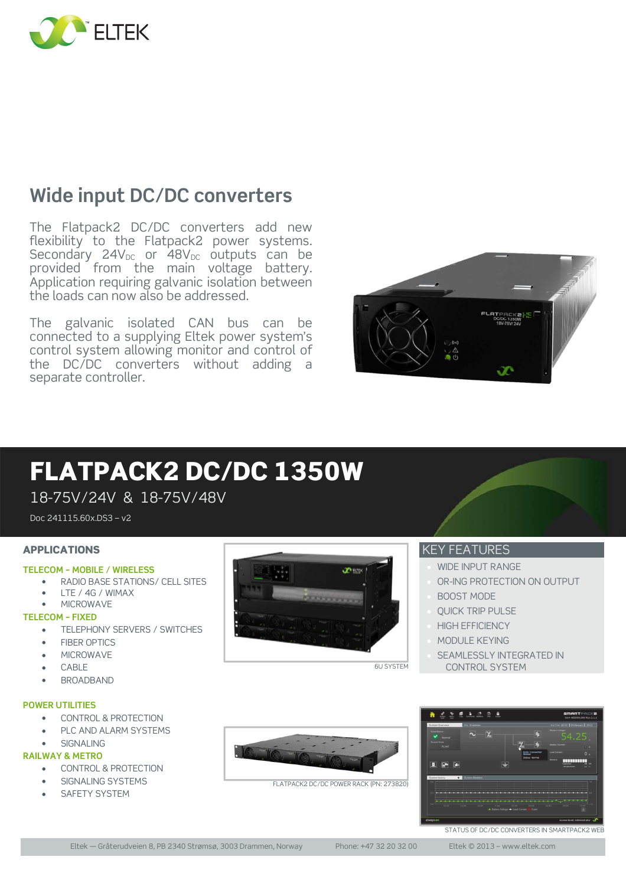# Wide input DC/DC converters

The Flatpack2 DC/DC converters add new flexibility to the Flatpack2 power systems. Secondary $24V_{DC}$ or $48V_{DC}$ outputs can be provided from the main voltage battery. Application requiring galvanic isolation between the loads can now also be addressed.

The galvanic isolated CAN bus can be connected to a supplying Eltek power system's control system allowing monitor and control of the DC/DC converters without adding a separate controller.

# FLATPACK2 DC/DC 1350W

18-75V/24V & 18-75V/48V

Doc 241115.60x.DS3 – v2

## APPLICATIONS

**TELECOM – MOBILE / WIRELESS**

- RADIO BASE STATIONS/ CELL SITES
- LTE / 4G / WIMAX
- MICROWAVE

**TELECOM – FIXED**

- TELEPHONY SERVERS / SWITCHES
- FIBER OPTICS
- MICROWAVE
- CABLE
- BROADBAND

**POWER UTILITIES**

- CONTROL & PROTECTION
- PLC AND ALARM SYSTEMS
- SIGNALING

**RAILWAY & METRO**

- CONTROL & PROTECTION
- SIGNALING SYSTEMS
- SAFETY SYSTEM

6U SYSTEM

FLATPACK2 DC/DC POWER RACK (PN: 273820)

## KEY FEATURES

- WIDE INPUT RANGE
- OR-ING PROTECTION ON OUTPUT
- BOOST MODE
- QUICK TRIP PULSE
- HIGH EFFICIENCY
- MODULE KEYING
- SEAMLESSLY INTEGRATED IN CONTROL SYSTEM

STATUS OF DC/DC CONVERTERS IN SMARTPACK2 WEB

Eltek — Gråterudveien 8, PB 2340 Strømsø, 3003 Drammen, Norway Phone: +47 32 20 32 00 Eltek © 2013 – www.eltek.com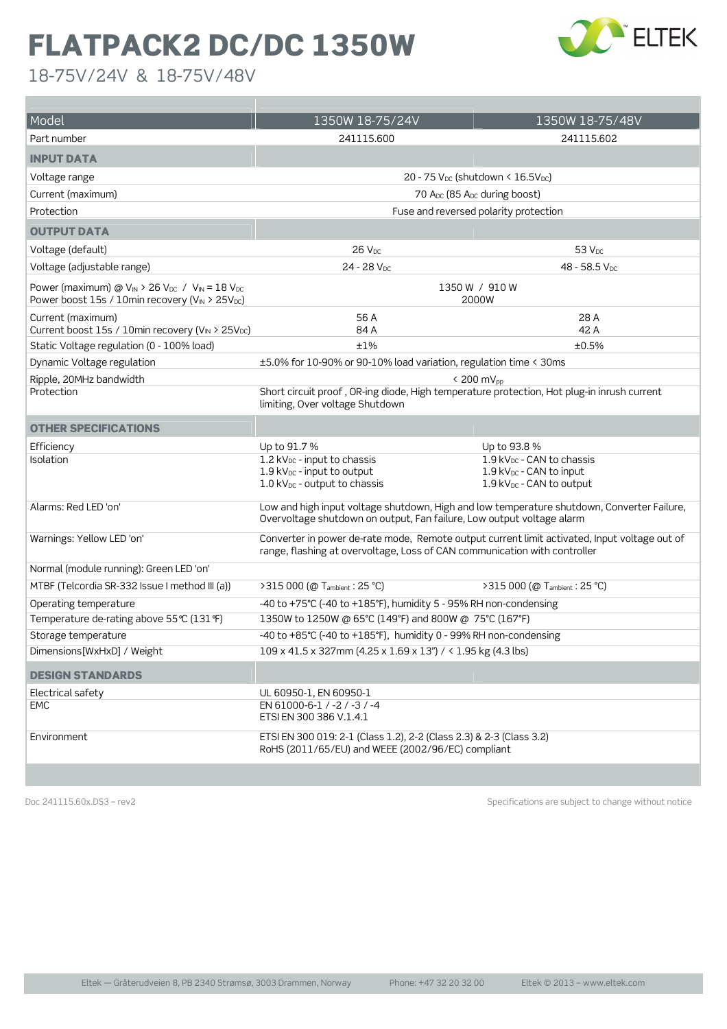# FLATPACK2 DC/DC 1350W

18-75V/24V & 18-75V/48V

| Model | 1350W 18-75/24V | 1350W 18-75/48V |
|---|---|---|
| Part number | 241115.600 | 241115.602 |
| **INPUT DATA** | | |
| Voltage range | 20 - 75 $V_{DC}$ (shutdown < 16.5$V_{DC}$) | |
| Current (maximum) | 70 $A_{DC}$ (85 $A_{DC}$ during boost) | |
| Protection | Fuse and reversed polarity protection | |
| **OUTPUT DATA** | | |
| Voltage (default) | 26 $V_{DC}$ | 53 $V_{DC}$ |
| Voltage (adjustable range) | 24 - 28 $V_{DC}$ | 48 - 58.5 $V_{DC}$ |
| Power (maximum) @ $V_{IN}$ > 26 $V_{DC}$ / $V_{IN}$ = 18 $V_{DC}$<br>Power boost 15s / 10min recovery ($V_{IN}$ > 25$V_{DC}$) | 1350 W / 910 W<br>2000W | |
| Current (maximum)<br>Current boost 15s / 10min recovery ($V_{IN}$ > 25$V_{DC}$) | 56 A<br>84 A | 28 A<br>42 A |
| Static Voltage regulation (0 - 100% load) | ±1% | ±0.5% |
| Dynamic Voltage regulation | ±5.0% for 10-90% or 90-10% load variation, regulation time < 30ms | |
| Ripple, 20MHz bandwidth | < 200 $mV_{pp}$ | |
| Protection | Short circuit proof , OR-ing diode, High temperature protection, Hot plug-in inrush current limiting, Over voltage Shutdown | |
| **OTHER SPECIFICATIONS** | | |
| Efficiency | Up to 91.7 % | Up to 93.8 % |
| Isolation | 1.2 k$V_{DC}$ - input to chassis<br>1.9 k$V_{DC}$ - input to output<br>1.0 k$V_{DC}$ - output to chassis | 1.9 k$V_{DC}$ - CAN to chassis<br>1.9 k$V_{DC}$ - CAN to input<br>1.9 k$V_{DC}$ - CAN to output |
| Alarms: Red LED 'on' | Low and high input voltage shutdown, High and low temperature shutdown, Converter Failure, Overvoltage shutdown on output, Fan failure, Low output voltage alarm | |
| Warnings: Yellow LED 'on' | Converter in power de-rate mode, Remote output current limit activated, Input voltage out of range, flashing at overvoltage, Loss of CAN communication with controller | |
| Normal (module running): Green LED 'on' | | |
| MTBF (Telcordia SR-332 Issue I method III (a)) | >315 000 (@ $T_{ambient}$ : 25 °C) | >315 000 (@ $T_{ambient}$ : 25 °C) |
| Operating temperature | -40 to +75°C (-40 to +185°F), humidity 5 - 95% RH non-condensing | |
| Temperature de-rating above 55°C (131°F) | 1350W to 1250W @ 65°C (149°F) and 800W @ 75°C (167°F) | |
| Storage temperature | -40 to +85°C (-40 to +185°F), humidity 0 - 99% RH non-condensing | |
| Dimensions[WxHxD] / Weight | 109 x 41.5 x 327mm (4.25 x 1.69 x 13") / < 1.95 kg (4.3 lbs) | |
| **DESIGN STANDARDS** | | |
| Electrical safety | UL 60950-1, EN 60950-1 | |
| EMC | EN 61000-6-1 / -2 / -3 / -4<br>ETSI EN 300 386 V.1.4.1 | |
| Environment | ETSI EN 300 019: 2-1 (Class 1.2), 2-2 (Class 2.3) & 2-3 (Class 3.2)<br>RoHS (2011/65/EU) and WEEE (2002/96/EC) compliant | |

Doc 241115.60x.DS3 – rev2

Specifications are subject to change without notice

Eltek — Gråterudveien 8, PB 2340 Strømsø, 3003 Drammen, Norway Phone: +47 32 20 32 00 Eltek © 2013 – www.eltek.com